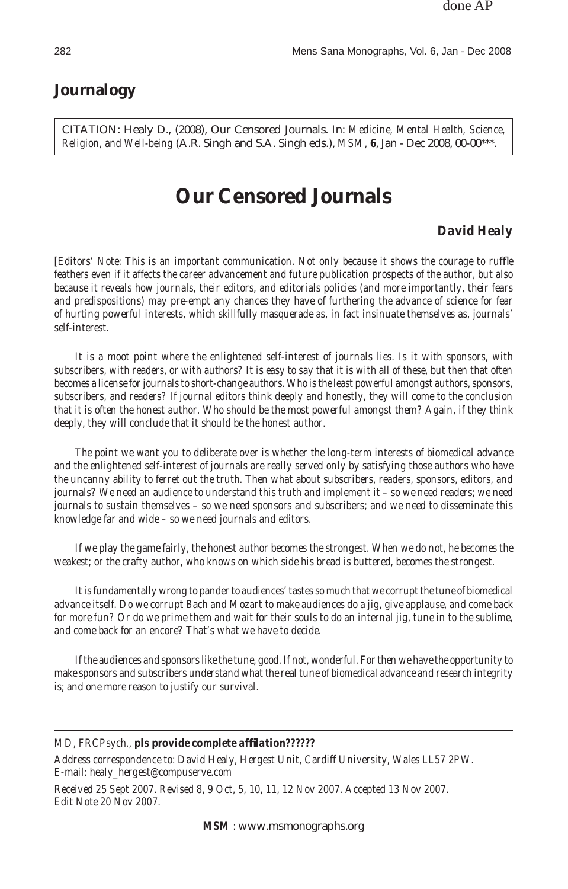done AP

## Journalogy

CITATION: Healy D., (2008), Our Censored Journals. In: *Medicine, Mental Health, Science, Religion, and Well-being* (A.R. Singh and S.A. Singh eds.), *MSM*, **6**, Jan - Dec 2008, 00-00***.

# Our Censored Journals

***David Healy***

*[Editors' Note: This is an important communication. Not only because it shows the courage to ruffle feathers even if it affects the career advancement and future publication prospects of the author, but also because it reveals how journals, their editors, and editorials policies (and more importantly, their fears and predispositions) may pre-empt any chances they have of furthering the advance of science for fear of hurting powerful interests, which skillfully masquerade as, in fact insinuate themselves as, journals' self-interest.*

*It is a moot point where the enlightened self-interest of journals lies. Is it with sponsors, with subscribers, with readers, or with authors? It is easy to say that it is with all of these, but then that often becomes a license for journals to short-change authors. Who is the least powerful amongst authors, sponsors, subscribers, and readers? If journal editors think deeply and honestly, they will come to the conclusion that it is often the honest author. Who should be the most powerful amongst them? Again, if they think deeply, they will conclude that it should be the honest author.*

*The point we want you to deliberate over is whether the long-term interests of biomedical advance and the enlightened self-interest of journals are really served only by satisfying those authors who have the uncanny ability to ferret out the truth. Then what about subscribers, readers, sponsors, editors, and journals? We need an audience to understand this truth and implement it – so we need readers; we need journals to sustain themselves – so we need sponsors and subscribers; and we need to disseminate this knowledge far and wide – so we need journals and editors.*

*If we play the game fairly, the honest author becomes the strongest. When we do not, he becomes the weakest; or the crafty author, who knows on which side his bread is buttered, becomes the strongest.*

*It is fundamentally wrong to pander to audiences' tastes so much that we corrupt the tune of biomedical advance itself. Do we corrupt Bach and Mozart to make audiences do a jig, give applause, and come back for more fun? Or do we prime them and wait for their souls to do an internal jig, tune in to the sublime, and come back for an encore? That's what we have to decide.*

*If the audiences and sponsors like the tune, good. If not, wonderful. For then we have the opportunity to make sponsors and subscribers understand what the real tune of biomedical advance and research integrity is; and one more reason to justify our survival.*

---

*MD, FRCPsych.,* ***pls provide complete affilation??????***

*Address correspondence to: David Healy, Hergest Unit, Cardiff University, Wales LL57 2PW. E-mail: healy_hergest@compuserve.com*

*Received 25 Sept 2007. Revised 8, 9 Oct, 5, 10, 11, 12 Nov 2007. Accepted 13 Nov 2007. Edit Note 20 Nov 2007.*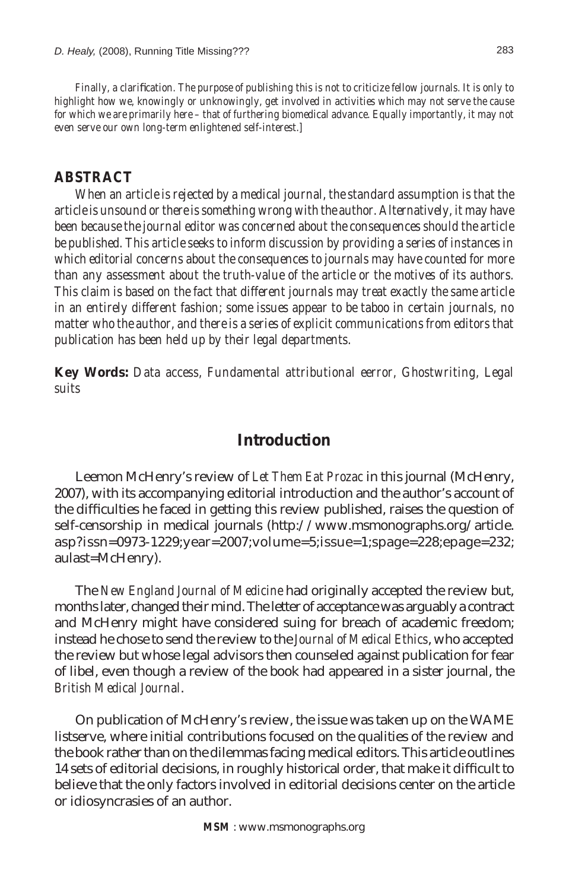*Finally, a clarification. The purpose of publishing this is not to criticize fellow journals. It is only to highlight how we, knowingly or unknowingly, get involved in activities which may not serve the cause for which we are primarily here – that of furthering biomedical advance. Equally importantly, it may not even serve our own long-term enlightened self-interest.]*

## ABSTRACT

*When an article is rejected by a medical journal, the standard assumption is that the article is unsound or there is something wrong with the author. Alternatively, it may have been because the journal editor was concerned about the consequences should the article be published. This article seeks to inform discussion by providing a series of instances in which editorial concerns about the consequences to journals may have counted for more than any assessment about the truth-value of the article or the motives of its authors. This claim is based on the fact that different journals may treat exactly the same article in an entirely different fashion; some issues appear to be taboo in certain journals, no matter who the author, and there is a series of explicit communications from editors that publication has been held up by their legal departments.*

**Key Words:** *Data access, Fundamental attributional eerror, Ghostwriting, Legal suits*

## Introduction

Leemon McHenry's review of *Let Them Eat Prozac* in this journal (McHenry, 2007), with its accompanying editorial introduction and the author's account of the difficulties he faced in getting this review published, raises the question of self-censorship in medical journals (http://www.msmonographs.org/article.asp?issn=0973-1229;year=2007;volume=5;issue=1;spage=228;epage=232;aulast=McHenry).

The *New England Journal of Medicine* had originally accepted the review but, months later, changed their mind. The letter of acceptance was arguably a contract and McHenry might have considered suing for breach of academic freedom; instead he chose to send the review to the *Journal of Medical Ethics*, who accepted the review but whose legal advisors then counseled against publication for fear of libel, even though a review of the book had appeared in a sister journal, the *British Medical Journal*.

On publication of McHenry's review, the issue was taken up on the WAME listserve, where initial contributions focused on the qualities of the review and the book rather than on the dilemmas facing medical editors. This article outlines 14 sets of editorial decisions, in roughly historical order, that make it difficult to believe that the only factors involved in editorial decisions center on the article or idiosyncrasies of an author.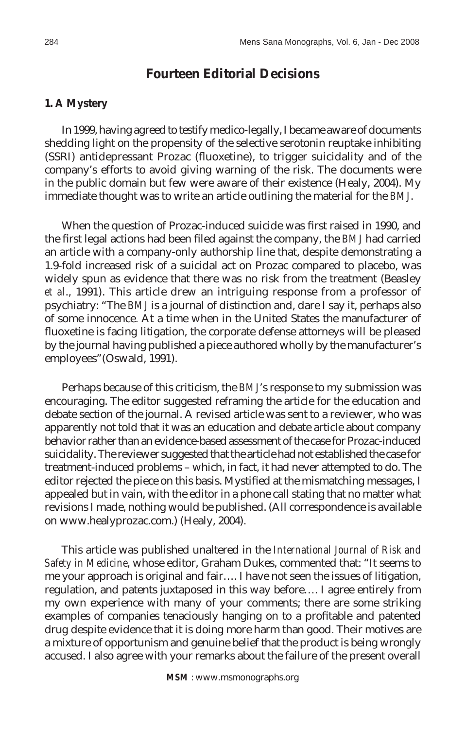## Fourteen Editorial Decisions

### 1. A Mystery

In 1999, having agreed to testify medico-legally, I became aware of documents shedding light on the propensity of the selective serotonin reuptake inhibiting (SSRI) antidepressant Prozac (fluoxetine), to trigger suicidality and of the company's efforts to avoid giving warning of the risk. The documents were in the public domain but few were aware of their existence (Healy, 2004). My immediate thought was to write an article outlining the material for the *BMJ*.

When the question of Prozac-induced suicide was first raised in 1990, and the first legal actions had been filed against the company, the *BMJ* had carried an article with a company-only authorship line that, despite demonstrating a 1.9-fold increased risk of a suicidal act on Prozac compared to placebo, was widely spun as evidence that there was no risk from the treatment (Beasley *et al*., 1991). This article drew an intriguing response from a professor of psychiatry: "The *BMJ* is a journal of distinction and, dare I say it, perhaps also of some innocence. At a time when in the United States the manufacturer of fluoxetine is facing litigation, the corporate defense attorneys will be pleased by the journal having published a piece authored wholly by the manufacturer's employees" (Oswald, 1991).

Perhaps because of this criticism, the *BMJ*'s response to my submission was encouraging. The editor suggested reframing the article for the education and debate section of the journal. A revised article was sent to a reviewer, who was apparently not told that it was an education and debate article about company behavior rather than an evidence-based assessment of the case for Prozac-induced suicidality. The reviewer suggested that the article had not established the case for treatment-induced problems – which, in fact, it had never attempted to do. The editor rejected the piece on this basis. Mystified at the mismatching messages, I appealed but in vain, with the editor in a phone call stating that no matter what revisions I made, nothing would be published. (All correspondence is available on www.healyprozac.com.) (Healy, 2004).

This article was published unaltered in the *International Journal of Risk and Safety in Medicine*, whose editor, Graham Dukes, commented that: "It seems to me your approach is original and fair…. I have not seen the issues of litigation, regulation, and patents juxtaposed in this way before…. I agree entirely from my own experience with many of your comments; there are some striking examples of companies tenaciously hanging on to a profitable and patented drug despite evidence that it is doing more harm than good. Their motives are a mixture of opportunism and genuine belief that the product is being wrongly accused. I also agree with your remarks about the failure of the present overall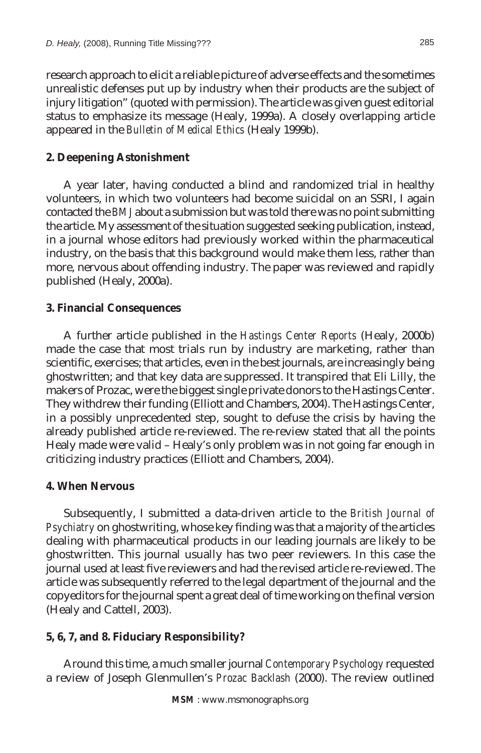research approach to elicit a reliable picture of adverse effects and the sometimes unrealistic defenses put up by industry when their products are the subject of injury litigation" (quoted with permission). The article was given guest editorial status to emphasize its message (Healy, 1999a). A closely overlapping article appeared in the *Bulletin of Medical Ethics* (Healy 1999b).

## 2. Deepening Astonishment

A year later, having conducted a blind and randomized trial in healthy volunteers, in which two volunteers had become suicidal on an SSRI, I again contacted the *BMJ* about a submission but was told there was no point submitting the article. My assessment of the situation suggested seeking publication, instead, in a journal whose editors had previously worked within the pharmaceutical industry, on the basis that this background would make them less, rather than more, nervous about offending industry. The paper was reviewed and rapidly published (Healy, 2000a).

## 3. Financial Consequences

A further article published in the *Hastings Center Reports* (Healy, 2000b) made the case that most trials run by industry are marketing, rather than scientific, exercises; that articles, even in the best journals, are increasingly being ghostwritten; and that key data are suppressed. It transpired that Eli Lilly, the makers of Prozac, were the biggest single private donors to the Hastings Center. They withdrew their funding (Elliott and Chambers, 2004). The Hastings Center, in a possibly unprecedented step, sought to defuse the crisis by having the already published article re-reviewed. The re-review stated that all the points Healy made were valid – Healy's only problem was in not going far enough in criticizing industry practices (Elliott and Chambers, 2004).

## 4. When Nervous

Subsequently, I submitted a data-driven article to the *British Journal of Psychiatry* on ghostwriting, whose key finding was that a majority of the articles dealing with pharmaceutical products in our leading journals are likely to be ghostwritten. This journal usually has two peer reviewers. In this case the journal used at least five reviewers and had the revised article re-reviewed. The article was subsequently referred to the legal department of the journal and the copyeditors for the journal spent a great deal of time working on the final version (Healy and Cattell, 2003).

## 5, 6, 7, and 8. Fiduciary Responsibility?

Around this time, a much smaller journal *Contemporary Psychology* requested a review of Joseph Glenmullen's *Prozac Backlash* (2000). The review outlined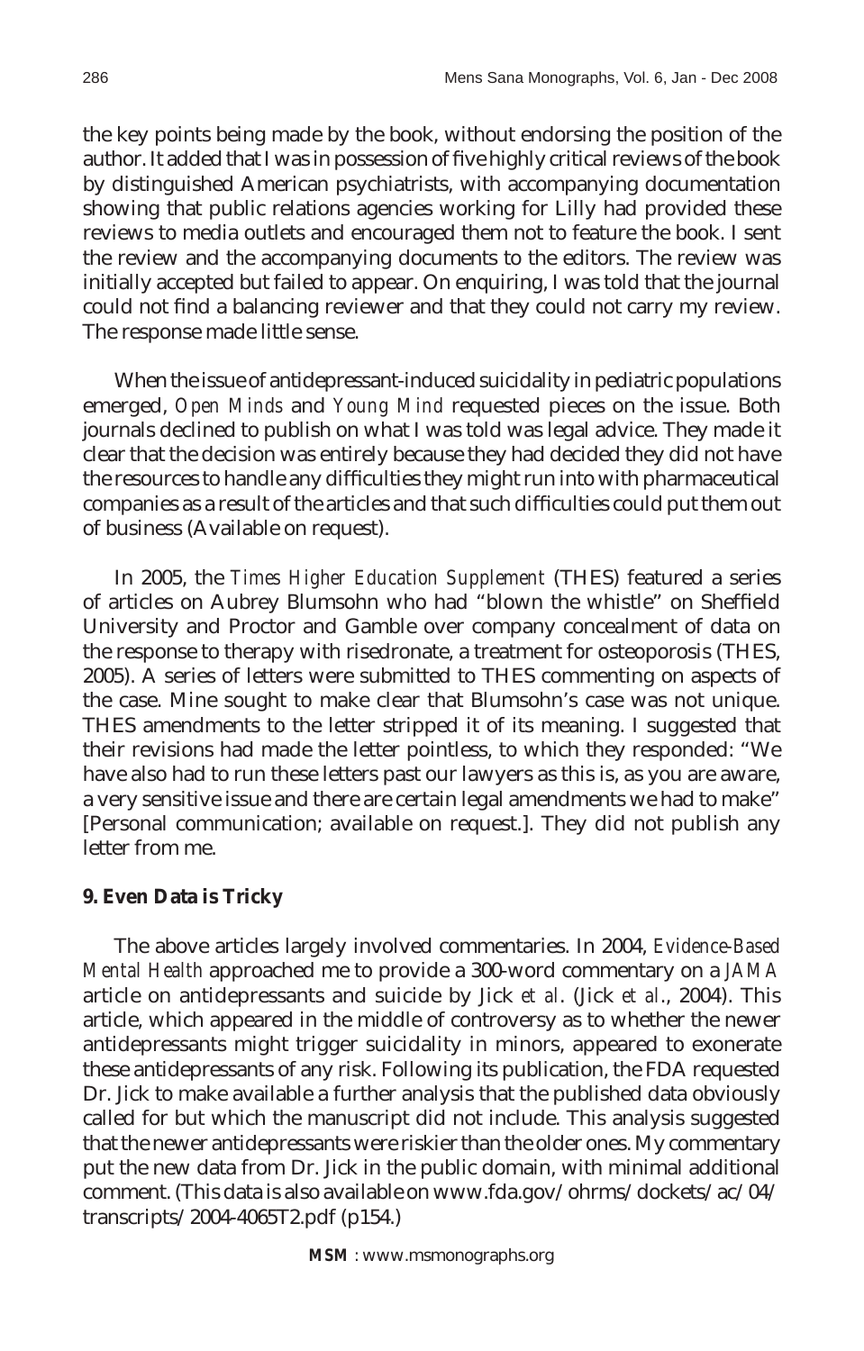the key points being made by the book, without endorsing the position of the author. It added that I was in possession of five highly critical reviews of the book by distinguished American psychiatrists, with accompanying documentation showing that public relations agencies working for Lilly had provided these reviews to media outlets and encouraged them not to feature the book. I sent the review and the accompanying documents to the editors. The review was initially accepted but failed to appear. On enquiring, I was told that the journal could not find a balancing reviewer and that they could not carry my review. The response made little sense.

When the issue of antidepressant-induced suicidality in pediatric populations emerged, *Open Minds* and *Young Mind* requested pieces on the issue. Both journals declined to publish on what I was told was legal advice. They made it clear that the decision was entirely because they had decided they did not have the resources to handle any difficulties they might run into with pharmaceutical companies as a result of the articles and that such difficulties could put them out of business (Available on request).

In 2005, the *Times Higher Education Supplement* (THES) featured a series of articles on Aubrey Blumsohn who had "blown the whistle" on Sheffield University and Proctor and Gamble over company concealment of data on the response to therapy with risedronate, a treatment for osteoporosis (THES, 2005). A series of letters were submitted to THES commenting on aspects of the case. Mine sought to make clear that Blumsohn's case was not unique. THES amendments to the letter stripped it of its meaning. I suggested that their revisions had made the letter pointless, to which they responded: "We have also had to run these letters past our lawyers as this is, as you are aware, a very sensitive issue and there are certain legal amendments we had to make" [Personal communication; available on request.]. They did not publish any letter from me.

**9. Even Data is Tricky**

The above articles largely involved commentaries. In 2004, *Evidence-Based Mental Health* approached me to provide a 300-word commentary on a *JAMA* article on antidepressants and suicide by Jick *et al*. (Jick *et al*., 2004). This article, which appeared in the middle of controversy as to whether the newer antidepressants might trigger suicidality in minors, appeared to exonerate these antidepressants of any risk. Following its publication, the FDA requested Dr. Jick to make available a further analysis that the published data obviously called for but which the manuscript did not include. This analysis suggested that the newer antidepressants were riskier than the older ones. My commentary put the new data from Dr. Jick in the public domain, with minimal additional comment. (This data is also available on www.fda.gov/ohrms/dockets/ac/04/transcripts/2004-4065T2.pdf (p154.)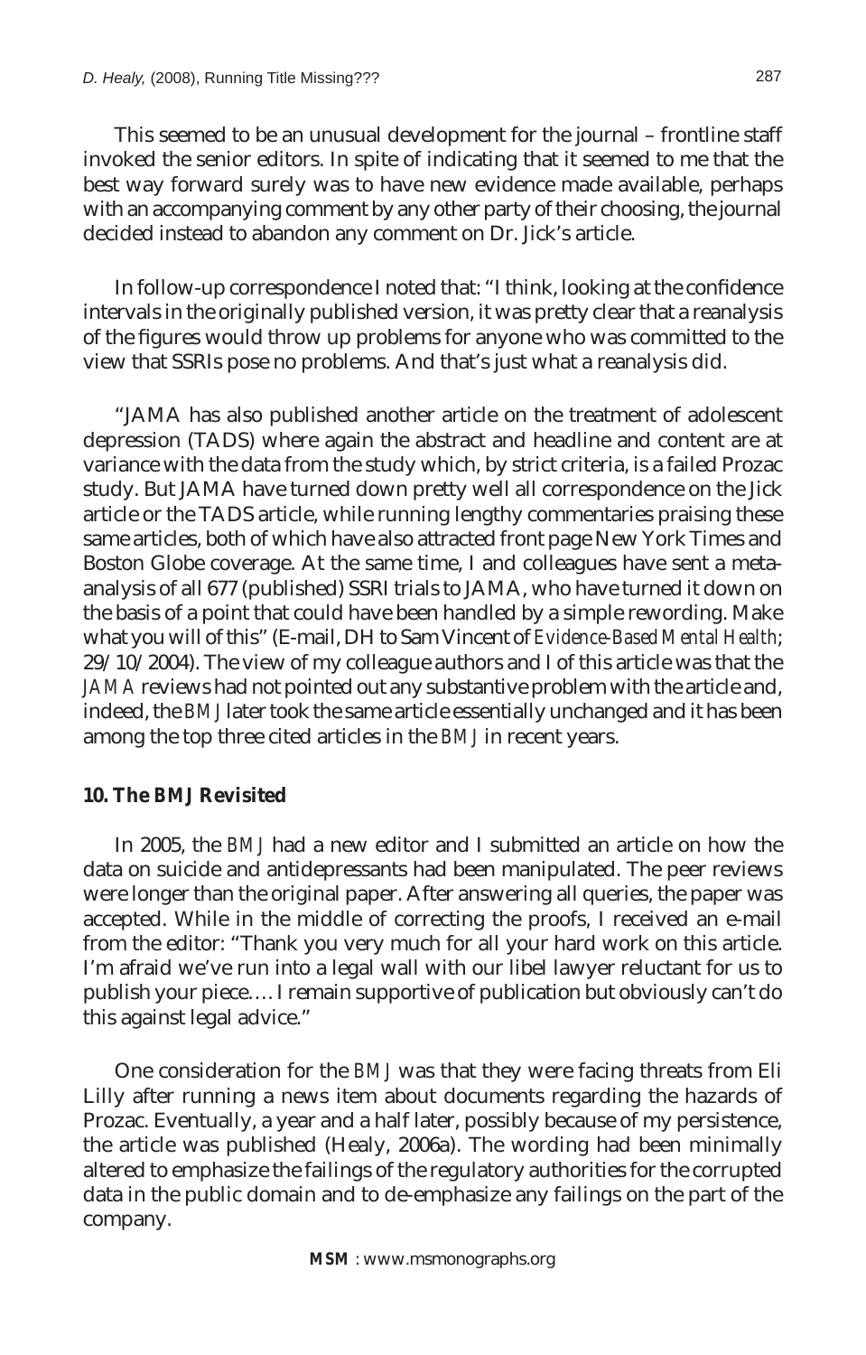This seemed to be an unusual development for the journal – frontline staff invoked the senior editors. In spite of indicating that it seemed to me that the best way forward surely was to have new evidence made available, perhaps with an accompanying comment by any other party of their choosing, the journal decided instead to abandon any comment on Dr. Jick's article.

In follow-up correspondence I noted that: "I think, looking at the confidence intervals in the originally published version, it was pretty clear that a reanalysis of the figures would throw up problems for anyone who was committed to the view that SSRIs pose no problems. And that's just what a reanalysis did.

"JAMA has also published another article on the treatment of adolescent depression (TADS) where again the abstract and headline and content are at variance with the data from the study which, by strict criteria, is a failed Prozac study. But JAMA have turned down pretty well all correspondence on the Jick article or the TADS article, while running lengthy commentaries praising these same articles, both of which have also attracted front page New York Times and Boston Globe coverage. At the same time, I and colleagues have sent a meta-analysis of all 677 (published) SSRI trials to JAMA, who have turned it down on the basis of a point that could have been handled by a simple rewording. Make what you will of this" (E-mail, DH to Sam Vincent of *Evidence-Based Mental Health*; 29/10/2004). The view of my colleague authors and I of this article was that the *JAMA* reviews had not pointed out any substantive problem with the article and, indeed, the *BMJ* later took the same article essentially unchanged and it has been among the top three cited articles in the *BMJ* in recent years.

## 10. The *BMJ* Revisited

In 2005, the *BMJ* had a new editor and I submitted an article on how the data on suicide and antidepressants had been manipulated. The peer reviews were longer than the original paper. After answering all queries, the paper was accepted. While in the middle of correcting the proofs, I received an e-mail from the editor: "Thank you very much for all your hard work on this article. I'm afraid we've run into a legal wall with our libel lawyer reluctant for us to publish your piece.… I remain supportive of publication but obviously can't do this against legal advice."

One consideration for the *BMJ* was that they were facing threats from Eli Lilly after running a news item about documents regarding the hazards of Prozac. Eventually, a year and a half later, possibly because of my persistence, the article was published (Healy, 2006a). The wording had been minimally altered to emphasize the failings of the regulatory authorities for the corrupted data in the public domain and to de-emphasize any failings on the part of the company.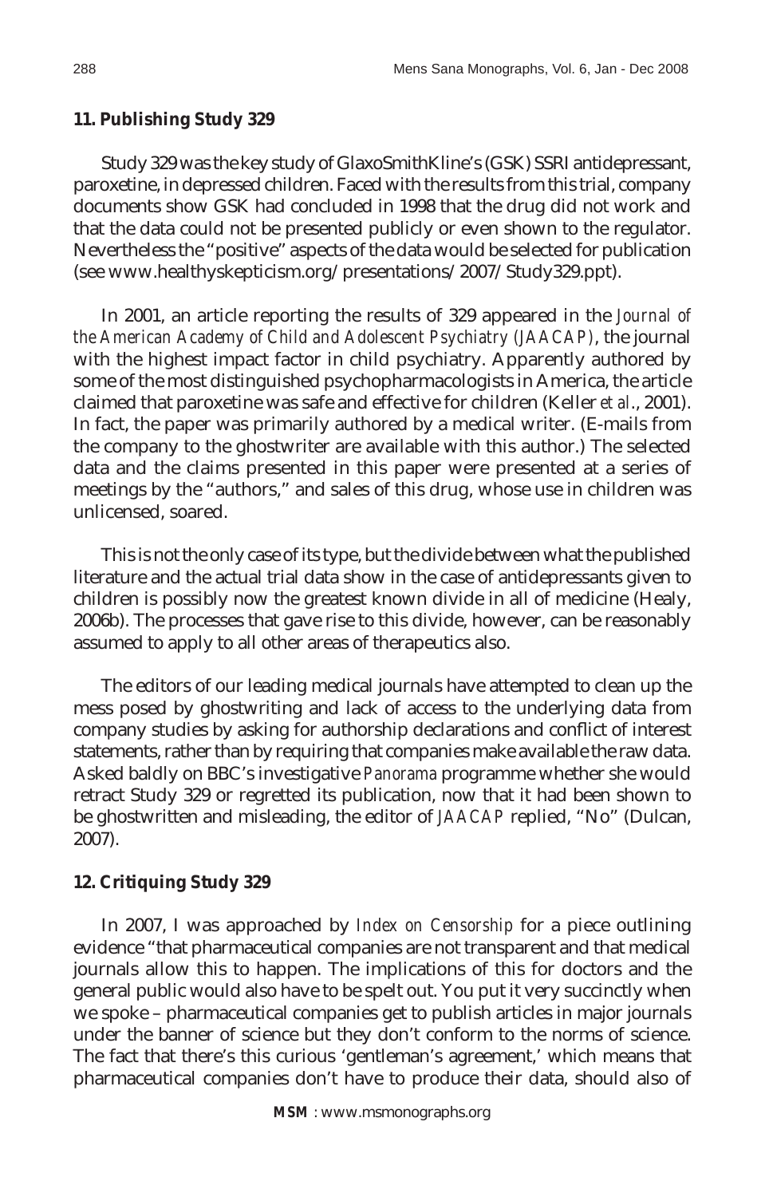**11. Publishing Study 329**

Study 329 was the key study of GlaxoSmithKline's (GSK) SSRI antidepressant, paroxetine, in depressed children. Faced with the results from this trial, company documents show GSK had concluded in 1998 that the drug did not work and that the data could not be presented publicly or even shown to the regulator. Nevertheless the "positive" aspects of the data would be selected for publication (see www.healthyskepticism.org/presentations/2007/Study329.ppt).

In 2001, an article reporting the results of 329 appeared in the *Journal of the American Academy of Child and Adolescent Psychiatry (JAACAP)*, the journal with the highest impact factor in child psychiatry. Apparently authored by some of the most distinguished psychopharmacologists in America, the article claimed that paroxetine was safe and effective for children (Keller *et al*., 2001). In fact, the paper was primarily authored by a medical writer. (E-mails from the company to the ghostwriter are available with this author.) The selected data and the claims presented in this paper were presented at a series of meetings by the "authors," and sales of this drug, whose use in children was unlicensed, soared.

This is not the only case of its type, but the divide between what the published literature and the actual trial data show in the case of antidepressants given to children is possibly now the greatest known divide in all of medicine (Healy, 2006b). The processes that gave rise to this divide, however, can be reasonably assumed to apply to all other areas of therapeutics also.

The editors of our leading medical journals have attempted to clean up the mess posed by ghostwriting and lack of access to the underlying data from company studies by asking for authorship declarations and conflict of interest statements, rather than by requiring that companies make available the raw data. Asked baldly on BBC's investigative *Panorama* programme whether she would retract Study 329 or regretted its publication, now that it had been shown to be ghostwritten and misleading, the editor of *JAACAP* replied, "No" (Dulcan, 2007).

**12. Critiquing Study 329**

In 2007, I was approached by *Index on Censorship* for a piece outlining evidence "that pharmaceutical companies are not transparent and that medical journals allow this to happen. The implications of this for doctors and the general public would also have to be spelt out. You put it very succinctly when we spoke – pharmaceutical companies get to publish articles in major journals under the banner of science but they don't conform to the norms of science. The fact that there's this curious 'gentleman's agreement,' which means that pharmaceutical companies don't have to produce their data, should also of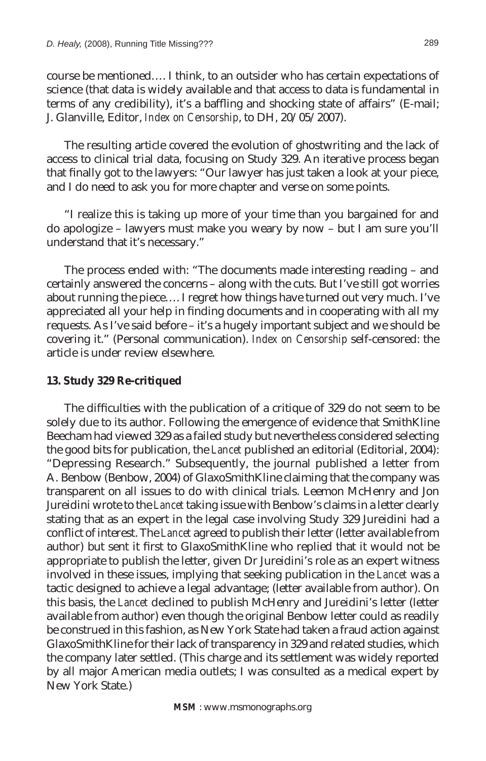course be mentioned…. I think, to an outsider who has certain expectations of science (that data is widely available and that access to data is fundamental in terms of any credibility), it's a baffling and shocking state of affairs" (E-mail; J. Glanville, Editor, *Index on Censorship*, to DH, 20/05/2007).

The resulting article covered the evolution of ghostwriting and the lack of access to clinical trial data, focusing on Study 329. An iterative process began that finally got to the lawyers: "Our lawyer has just taken a look at your piece, and I do need to ask you for more chapter and verse on some points.

"I realize this is taking up more of your time than you bargained for and do apologize – lawyers must make you weary by now – but I am sure you'll understand that it's necessary."

The process ended with: "The documents made interesting reading – and certainly answered the concerns – along with the cuts. But I've still got worries about running the piece…. I regret how things have turned out very much. I've appreciated all your help in finding documents and in cooperating with all my requests. As I've said before – it's a hugely important subject and we should be covering it." (Personal communication). *Index on Censorship* self-censored: the article is under review elsewhere.

## 13. Study 329 Re-critiqued

The difficulties with the publication of a critique of 329 do not seem to be solely due to its author. Following the emergence of evidence that SmithKline Beecham had viewed 329 as a failed study but nevertheless considered selecting the good bits for publication, the *Lancet* published an editorial (Editorial, 2004): "Depressing Research." Subsequently, the journal published a letter from A. Benbow (Benbow, 2004) of GlaxoSmithKline claiming that the company was transparent on all issues to do with clinical trials. Leemon McHenry and Jon Jureidini wrote to the *Lancet* taking issue with Benbow's claims in a letter clearly stating that as an expert in the legal case involving Study 329 Jureidini had a conflict of interest. The *Lancet* agreed to publish their letter (letter available from author) but sent it first to GlaxoSmithKline who replied that it would not be appropriate to publish the letter, given Dr Jureidini's role as an expert witness involved in these issues, implying that seeking publication in the *Lancet* was a tactic designed to achieve a legal advantage; (letter available from author). On this basis, the *Lancet* declined to publish McHenry and Jureidini's letter (letter available from author) even though the original Benbow letter could as readily be construed in this fashion, as New York State had taken a fraud action against GlaxoSmithKline for their lack of transparency in 329 and related studies, which the company later settled. (This charge and its settlement was widely reported by all major American media outlets; I was consulted as a medical expert by New York State.)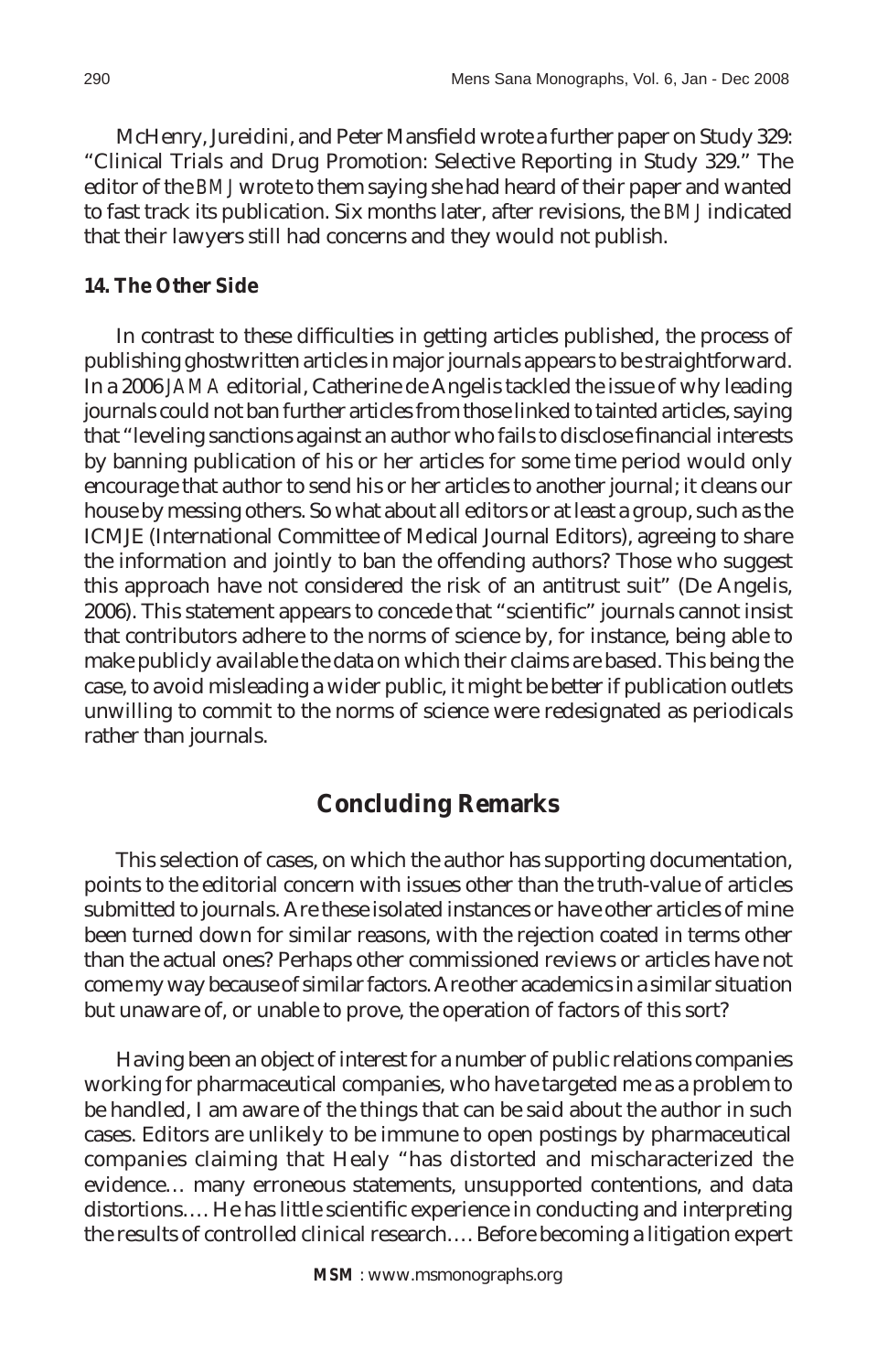McHenry, Jureidini, and Peter Mansfield wrote a further paper on Study 329: "Clinical Trials and Drug Promotion: Selective Reporting in Study 329." The editor of the *BMJ* wrote to them saying she had heard of their paper and wanted to fast track its publication. Six months later, after revisions, the *BMJ* indicated that their lawyers still had concerns and they would not publish.

### 14. The Other Side

In contrast to these difficulties in getting articles published, the process of publishing ghostwritten articles in major journals appears to be straightforward. In a 2006 *JAMA* editorial, Catherine de Angelis tackled the issue of why leading journals could not ban further articles from those linked to tainted articles, saying that "leveling sanctions against an author who fails to disclose financial interests by banning publication of his or her articles for some time period would only encourage that author to send his or her articles to another journal; it cleans our house by messing others. So what about all editors or at least a group, such as the ICMJE (International Committee of Medical Journal Editors), agreeing to share the information and jointly to ban the offending authors? Those who suggest this approach have not considered the risk of an antitrust suit" (De Angelis, 2006). This statement appears to concede that "scientific" journals cannot insist that contributors adhere to the norms of science by, for instance, being able to make publicly available the data on which their claims are based. This being the case, to avoid misleading a wider public, it might be better if publication outlets unwilling to commit to the norms of science were redesignated as periodicals rather than journals.

## Concluding Remarks

This selection of cases, on which the author has supporting documentation, points to the editorial concern with issues other than the truth-value of articles submitted to journals. Are these isolated instances or have other articles of mine been turned down for similar reasons, with the rejection coated in terms other than the actual ones? Perhaps other commissioned reviews or articles have not come my way because of similar factors. Are other academics in a similar situation but unaware of, or unable to prove, the operation of factors of this sort?

Having been an object of interest for a number of public relations companies working for pharmaceutical companies, who have targeted me as a problem to be handled, I am aware of the things that can be said about the author in such cases. Editors are unlikely to be immune to open postings by pharmaceutical companies claiming that Healy "has distorted and mischaracterized the evidence… many erroneous statements, unsupported contentions, and data distortions…. He has little scientific experience in conducting and interpreting the results of controlled clinical research…. Before becoming a litigation expert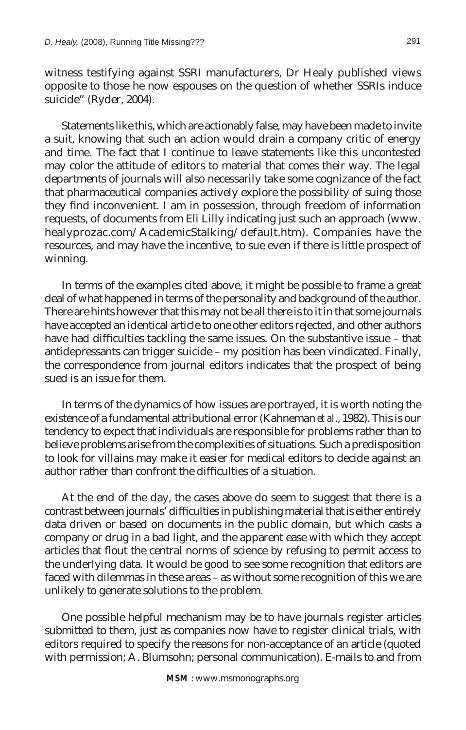witness testifying against SSRI manufacturers, Dr Healy published views opposite to those he now espouses on the question of whether SSRIs induce suicide" (Ryder, 2004).

Statements like this, which are actionably false, may have been made to invite a suit, knowing that such an action would drain a company critic of energy and time. The fact that I continue to leave statements like this uncontested may color the attitude of editors to material that comes their way. The legal departments of journals will also necessarily take some cognizance of the fact that pharmaceutical companies actively explore the possibility of suing those they find inconvenient. I am in possession, through freedom of information requests, of documents from Eli Lilly indicating just such an approach (www.healyprozac.com/AcademicStalking/default.htm). Companies have the resources, and may have the incentive, to sue even if there is little prospect of winning.

In terms of the examples cited above, it might be possible to frame a great deal of what happened in terms of the personality and background of the author. There are hints however that this may not be all there is to it in that some journals have accepted an identical article to one other editors rejected, and other authors have had difficulties tackling the same issues. On the substantive issue – that antidepressants can trigger suicide – my position has been vindicated. Finally, the correspondence from journal editors indicates that the prospect of being sued is an issue for them.

In terms of the dynamics of how issues are portrayed, it is worth noting the existence of a fundamental attributional error (Kahneman *et al.*, 1982). This is our tendency to expect that individuals are responsible for problems rather than to believe problems arise from the complexities of situations. Such a predisposition to look for villains may make it easier for medical editors to decide against an author rather than confront the difficulties of a situation.

At the end of the day, the cases above do seem to suggest that there is a contrast between journals' difficulties in publishing material that is either entirely data driven or based on documents in the public domain, but which casts a company or drug in a bad light, and the apparent ease with which they accept articles that flout the central norms of science by refusing to permit access to the underlying data. It would be good to see some recognition that editors are faced with dilemmas in these areas – as without some recognition of this we are unlikely to generate solutions to the problem.

One possible helpful mechanism may be to have journals register articles submitted to them, just as companies now have to register clinical trials, with editors required to specify the reasons for non-acceptance of an article (quoted with permission; A. Blumsohn; personal communication). E-mails to and from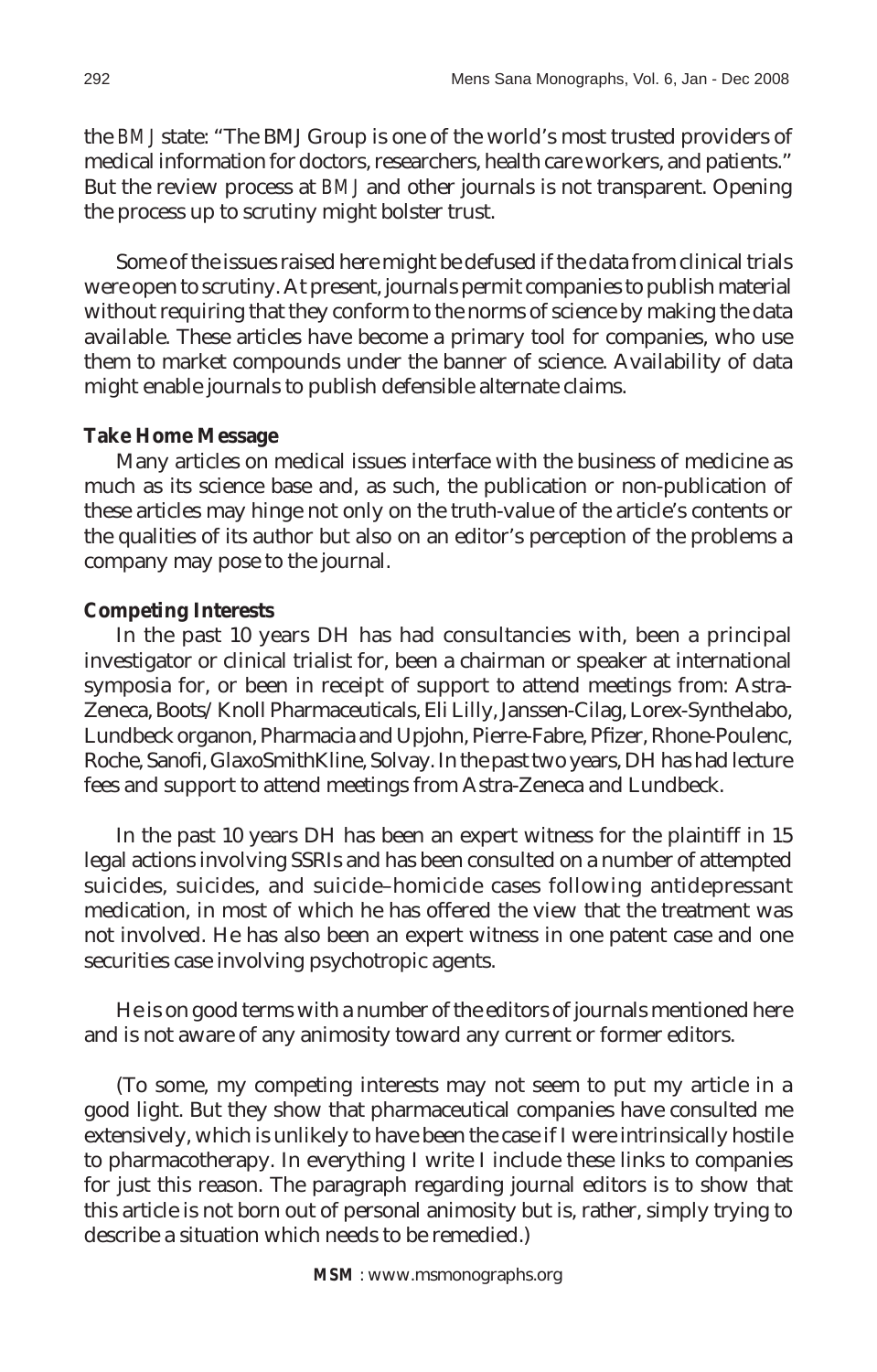the *BMJ* state: "The BMJ Group is one of the world's most trusted providers of medical information for doctors, researchers, health care workers, and patients." But the review process at *BMJ* and other journals is not transparent. Opening the process up to scrutiny might bolster trust.

Some of the issues raised here might be defused if the data from clinical trials were open to scrutiny. At present, journals permit companies to publish material without requiring that they conform to the norms of science by making the data available. These articles have become a primary tool for companies, who use them to market compounds under the banner of science. Availability of data might enable journals to publish defensible alternate claims.

**Take Home Message**

Many articles on medical issues interface with the business of medicine as much as its science base and, as such, the publication or non-publication of these articles may hinge not only on the truth-value of the article's contents or the qualities of its author but also on an editor's perception of the problems a company may pose to the journal.

**Competing Interests**

In the past 10 years DH has had consultancies with, been a principal investigator or clinical trialist for, been a chairman or speaker at international symposia for, or been in receipt of support to attend meetings from: Astra-Zeneca, Boots/Knoll Pharmaceuticals, Eli Lilly, Janssen-Cilag, Lorex-Synthelabo, Lundbeck organon, Pharmacia and Upjohn, Pierre-Fabre, Pfizer, Rhone-Poulenc, Roche, Sanofi, GlaxoSmithKline, Solvay. In the past two years, DH has had lecture fees and support to attend meetings from Astra-Zeneca and Lundbeck.

In the past 10 years DH has been an expert witness for the plaintiff in 15 legal actions involving SSRIs and has been consulted on a number of attempted suicides, suicides, and suicide–homicide cases following antidepressant medication, in most of which he has offered the view that the treatment was not involved. He has also been an expert witness in one patent case and one securities case involving psychotropic agents.

He is on good terms with a number of the editors of journals mentioned here and is not aware of any animosity toward any current or former editors.

(To some, my competing interests may not seem to put my article in a good light. But they show that pharmaceutical companies have consulted me extensively, which is unlikely to have been the case if I were intrinsically hostile to pharmacotherapy. In everything I write I include these links to companies for just this reason. The paragraph regarding journal editors is to show that this article is not born out of personal animosity but is, rather, simply trying to describe a situation which needs to be remedied.)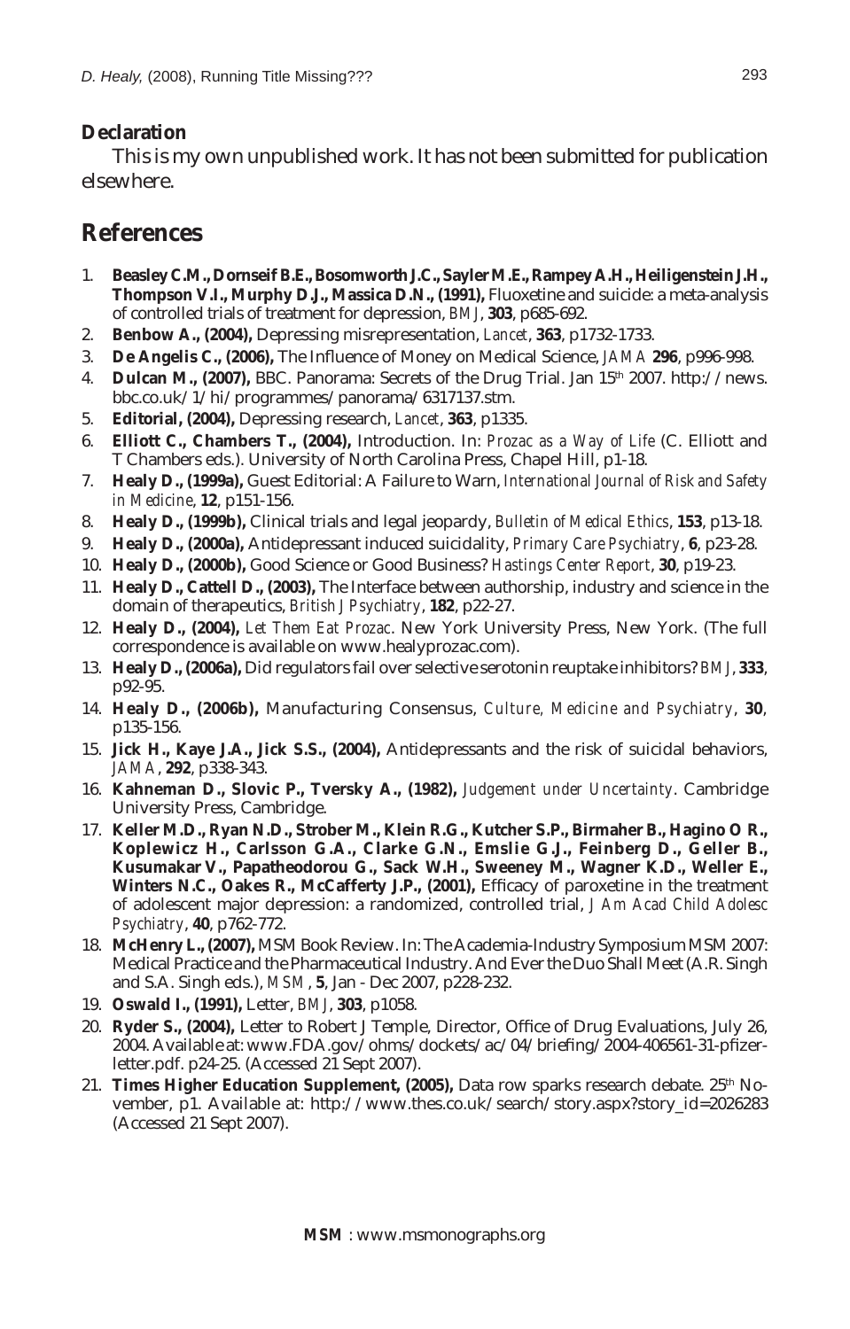**Declaration**

This is my own unpublished work. It has not been submitted for publication elsewhere.

## References

1. **Beasley C.M., Dornseif B.E., Bosomworth J.C., Sayler M.E., Rampey A.H., Heiligenstein J.H., Thompson V.I., Murphy D.J., Massica D.N., (1991),** Fluoxetine and suicide: a meta-analysis of controlled trials of treatment for depression, *BMJ*, **303**, p685-692.
2. **Benbow A., (2004),** Depressing misrepresentation, *Lancet*, **363**, p1732-1733.
3. **De Angelis C., (2006),** The Influence of Money on Medical Science, *JAMA* **296**, p996-998.
4. **Dulcan M., (2007),** BBC. Panorama: Secrets of the Drug Trial. Jan 15th 2007. http://news.bbc.co.uk/1/hi/programmes/panorama/6317137.stm.
5. **Editorial, (2004),** Depressing research, *Lancet*, **363**, p1335.
6. **Elliott C., Chambers T., (2004),** Introduction. In: *Prozac as a Way of Life* (C. Elliott and T Chambers eds.). University of North Carolina Press, Chapel Hill, p1-18.
7. **Healy D., (1999a),** Guest Editorial: A Failure to Warn, *International Journal of Risk and Safety in Medicine*, **12**, p151-156.
8. **Healy D., (1999b),** Clinical trials and legal jeopardy, *Bulletin of Medical Ethics*, **153**, p13-18.
9. **Healy D., (2000a),** Antidepressant induced suicidality, *Primary Care Psychiatry*, **6**, p23-28.
10. **Healy D., (2000b),** Good Science or Good Business? *Hastings Center Report*, **30**, p19-23.
11. **Healy D., Cattell D., (2003),** The Interface between authorship, industry and science in the domain of therapeutics, *British J Psychiatry*, **182**, p22-27.
12. **Healy D., (2004),** *Let Them Eat Prozac*. New York University Press, New York. (The full correspondence is available on www.healyprozac.com).
13. **Healy D., (2006a),** Did regulators fail over selective serotonin reuptake inhibitors? *BMJ*, **333**, p92-95.
14. **Healy D., (2006b),** Manufacturing Consensus, *Culture, Medicine and Psychiatry*, **30**, p135-156.
15. **Jick H., Kaye J.A., Jick S.S., (2004),** Antidepressants and the risk of suicidal behaviors, *JAMA*, **292**, p338-343.
16. **Kahneman D., Slovic P., Tversky A., (1982),** *Judgement under Uncertainty*. Cambridge University Press, Cambridge.
17. **Keller M.D., Ryan N.D., Strober M., Klein R.G., Kutcher S.P., Birmaher B., Hagino O R., Koplewicz H., Carlsson G.A., Clarke G.N., Emslie G.J., Feinberg D., Geller B., Kusumakar V., Papatheodorou G., Sack W.H., Sweeney M., Wagner K.D., Weller E., Winters N.C., Oakes R., McCafferty J.P., (2001),** Efficacy of paroxetine in the treatment of adolescent major depression: a randomized, controlled trial, *J Am Acad Child Adolesc Psychiatry*, **40**, p762-772.
18. **McHenry L., (2007),** MSM Book Review. In: The Academia-Industry Symposium MSM 2007: Medical Practice and the Pharmaceutical Industry. And Ever the Duo Shall Meet (A.R. Singh and S.A. Singh eds.), *MSM*, **5**, Jan - Dec 2007, p228-232.
19. **Oswald I., (1991),** Letter, *BMJ*, **303**, p1058.
20. **Ryder S., (2004),** Letter to Robert J Temple, Director, Office of Drug Evaluations, July 26, 2004. Available at: www.FDA.gov/ohms/dockets/ac/04/briefing/2004-406561-31-pfizer-letter.pdf. p24-25. (Accessed 21 Sept 2007).
21. **Times Higher Education Supplement, (2005),** Data row sparks research debate. 25th November, p1. Available at: http://www.thes.co.uk/search/story.aspx?story_id=2026283 (Accessed 21 Sept 2007).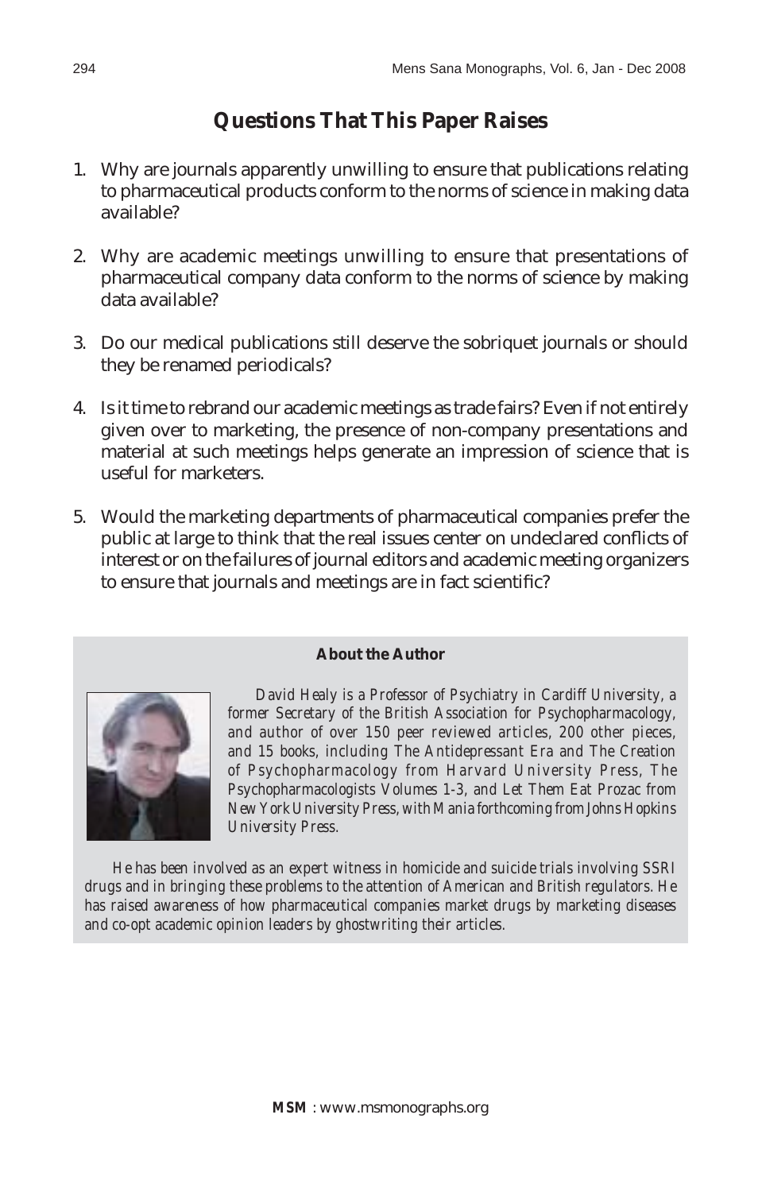## Questions That This Paper Raises

1. Why are journals apparently unwilling to ensure that publications relating to pharmaceutical products conform to the norms of science in making data available?

2. Why are academic meetings unwilling to ensure that presentations of pharmaceutical company data conform to the norms of science by making data available?

3. Do our medical publications still deserve the sobriquet journals or should they be renamed periodicals?

4. Is it time to rebrand our academic meetings as trade fairs? Even if not entirely given over to marketing, the presence of non-company presentations and material at such meetings helps generate an impression of science that is useful for marketers.

5. Would the marketing departments of pharmaceutical companies prefer the public at large to think that the real issues center on undeclared conflicts of interest or on the failures of journal editors and academic meeting organizers to ensure that journals and meetings are in fact scientific?

### About the Author

*David Healy is a Professor of Psychiatry in Cardiff University, a former Secretary of the British Association for Psychopharmacology, and author of over 150 peer reviewed articles, 200 other pieces, and 15 books, including The Antidepressant Era and The Creation of Psychopharmacology from Harvard University Press, The Psychopharmacologists Volumes 1-3, and Let Them Eat Prozac from New York University Press, with Mania forthcoming from Johns Hopkins University Press.*

*He has been involved as an expert witness in homicide and suicide trials involving SSRI drugs and in bringing these problems to the attention of American and British regulators. He has raised awareness of how pharmaceutical companies market drugs by marketing diseases and co-opt academic opinion leaders by ghostwriting their articles.*